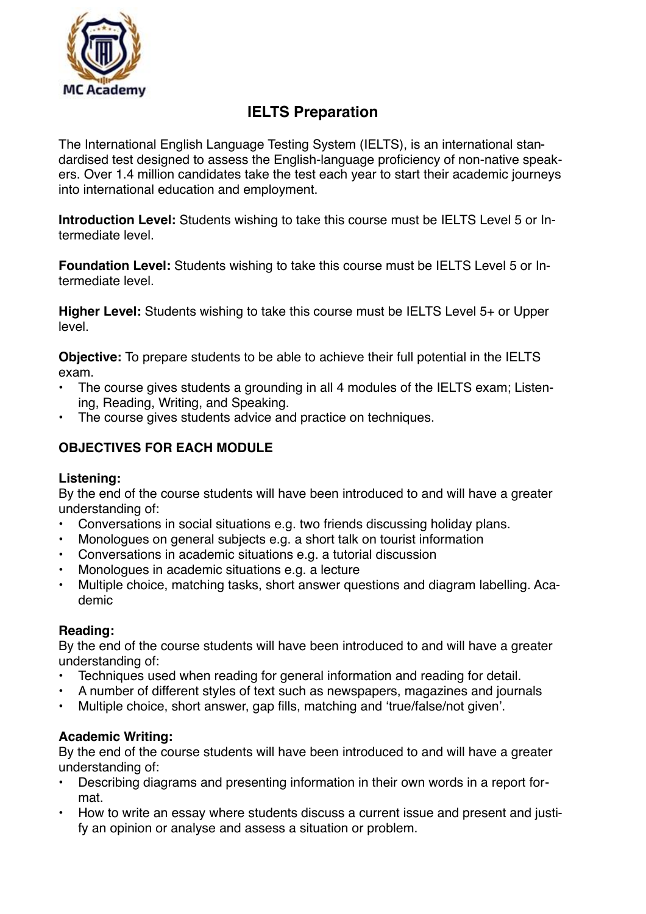MC Academy

# IELTS Preparation

The International English Language Testing System (IELTS), is an international standardised test designed to assess the English-language proficiency of non-native speakers. Over 1.4 million candidates take the test each year to start their academic journeys into international education and employment.

**Introduction Level:** Students wishing to take this course must be IELTS Level 5 or Intermediate level.

**Foundation Level:** Students wishing to take this course must be IELTS Level 5 or Intermediate level.

**Higher Level:** Students wishing to take this course must be IELTS Level 5+ or Upper level.

**Objective:** To prepare students to be able to achieve their full potential in the IELTS exam.

- The course gives students a grounding in all 4 modules of the IELTS exam; Listening, Reading, Writing, and Speaking.
- The course gives students advice and practice on techniques.

## OBJECTIVES FOR EACH MODULE

### Listening:

By the end of the course students will have been introduced to and will have a greater understanding of:

- Conversations in social situations e.g. two friends discussing holiday plans.
- Monologues on general subjects e.g. a short talk on tourist information
- Conversations in academic situations e.g. a tutorial discussion
- Monologues in academic situations e.g. a lecture
- Multiple choice, matching tasks, short answer questions and diagram labelling. Academic

### Reading:

By the end of the course students will have been introduced to and will have a greater understanding of:

- Techniques used when reading for general information and reading for detail.
- A number of different styles of text such as newspapers, magazines and journals
- Multiple choice, short answer, gap fills, matching and 'true/false/not given'.

### Academic Writing:

By the end of the course students will have been introduced to and will have a greater understanding of:

- Describing diagrams and presenting information in their own words in a report format.
- How to write an essay where students discuss a current issue and present and justify an opinion or analyse and assess a situation or problem.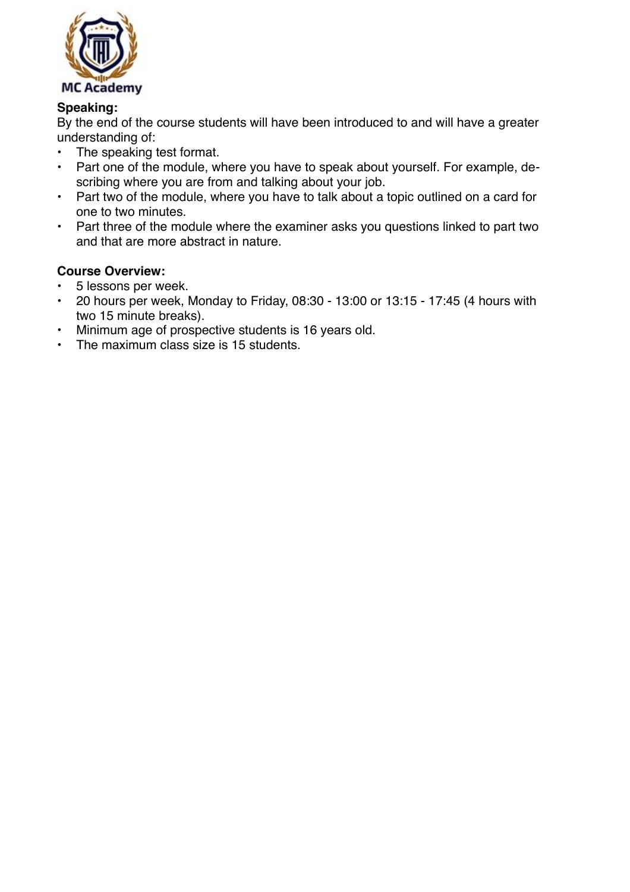MC Academy

**Speaking:**

By the end of the course students will have been introduced to and will have a greater understanding of:

- The speaking test format.
- Part one of the module, where you have to speak about yourself. For example, describing where you are from and talking about your job.
- Part two of the module, where you have to talk about a topic outlined on a card for one to two minutes.
- Part three of the module where the examiner asks you questions linked to part two and that are more abstract in nature.

**Course Overview:**

- 5 lessons per week.
- 20 hours per week, Monday to Friday, 08:30 - 13:00 or 13:15 - 17:45 (4 hours with two 15 minute breaks).
- Minimum age of prospective students is 16 years old.
- The maximum class size is 15 students.